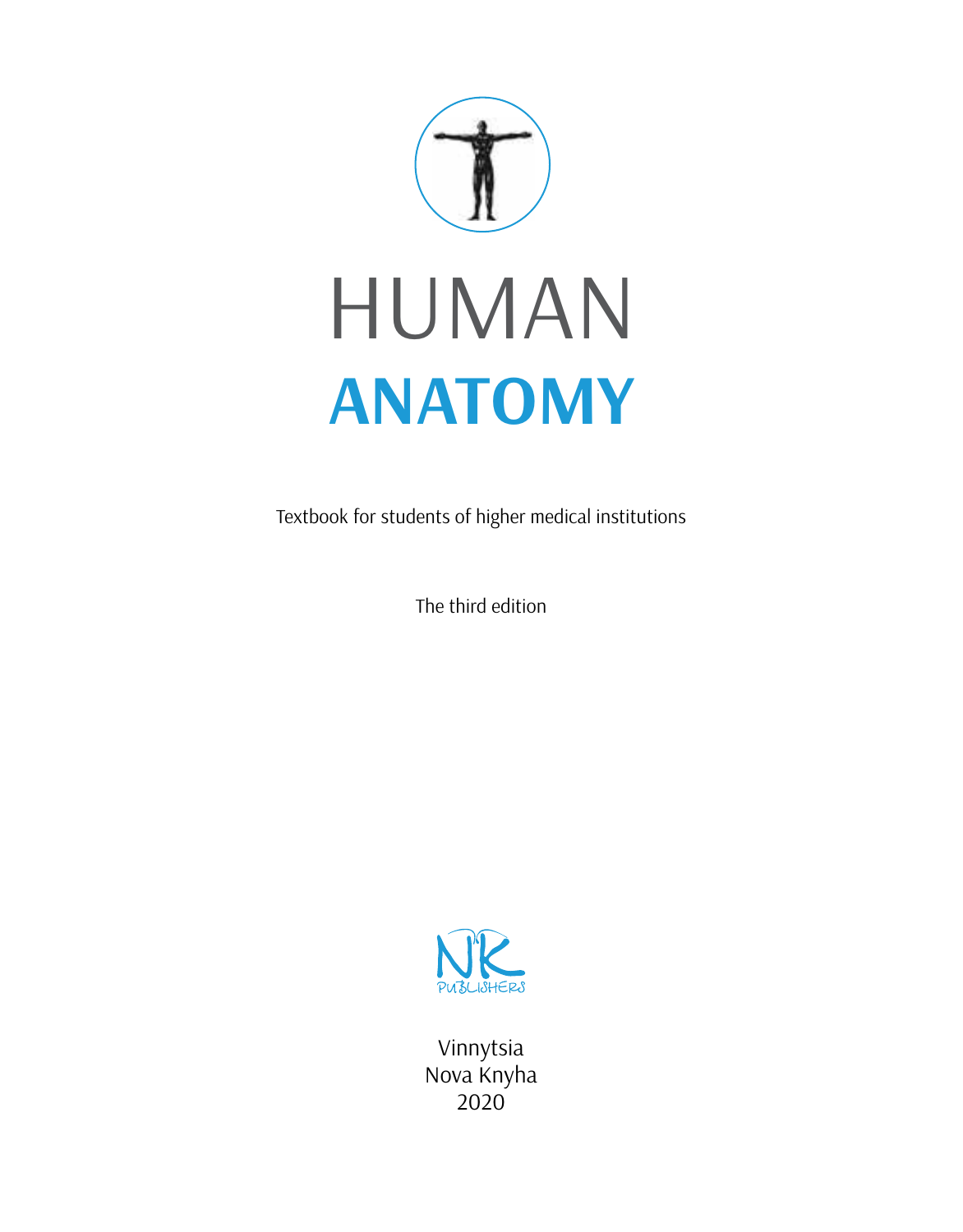# HUMAN
# ANATOMY

Textbook for students of higher medical institutions

The third edition

NK PUBLISHERS

Vinnytsia
Nova Knyha
2020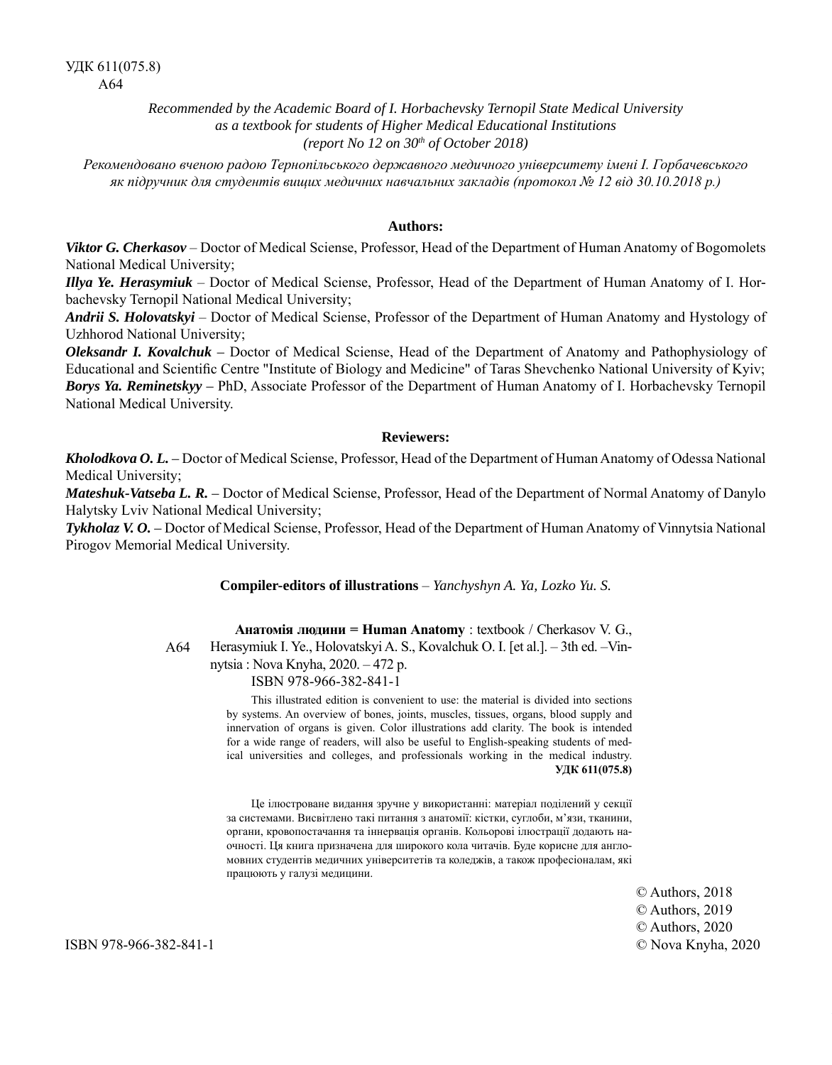УДК 611(075.8)
А64

*Recommended by the Academic Board of I. Horbachevsky Ternopil State Medical University as a textbook for students of Higher Medical Educational Institutions (report No 12 on 30th of October 2018)*

*Рекомендовано вченою радою Тернопільського державного медичного університету імені І. Горбачевського як підручник для студентів вищих медичних навчальних закладів (протокол № 12 від 30.10.2018 р.)*

**Authors:**

***Viktor G. Cherkasov*** – Doctor of Medical Sciense, Professor, Head of the Department of Human Anatomy of Bogomolets National Medical University;
***Illya Ye. Herasymiuk*** – Doctor of Medical Sciense, Professor, Head of the Department of Human Anatomy of I. Horbachevsky Ternopil National Medical University;
***Andrii S. Holovatskyi*** – Doctor of Medical Sciense, Professor of the Department of Human Anatomy and Hystology of Uzhhorod National University;
***Oleksandr I. Kovalchuk*** – Doctor of Medical Sciense, Head of the Department of Anatomy and Pathophysiology of Educational and Scientific Centre "Institute of Biology and Medicine" of Taras Shevchenko National University of Kyiv;
***Borys Ya. Reminetskyy*** – PhD, Associate Professor of the Department of Human Anatomy of I. Horbachevsky Ternopil National Medical University.

**Reviewers:**

***Kholodkova O. L.*** – Doctor of Medical Sciense, Professor, Head of the Department of Human Anatomy of Odessa National Medical University;
***Mateshuk-Vatseba L. R.*** – Doctor of Medical Sciense, Professor, Head of the Department of Normal Anatomy of Danylo Halytsky Lviv National Medical University;
***Tykholaz V. O.*** – Doctor of Medical Sciense, Professor, Head of the Department of Human Anatomy of Vinnytsia National Pirogov Memorial Medical University.

**Compiler-editors of illustrations** – *Yanchyshyn A. Ya, Lozko Yu. S.*

А64 **Анатомія людини = Human Anatomy** : textbook / Cherkasov V. G., Herasymiuk I. Ye., Holovatskyi A. S., Kovalchuk O. I. [et al.]. – 3th ed. –Vinnytsia : Nova Knyha, 2020. – 472 p.
ISBN 978-966-382-841-1

This illustrated edition is convenient to use: the material is divided into sections by systems. An overview of bones, joints, muscles, tissues, organs, blood supply and innervation of organs is given. Color illustrations add clarity. The book is intended for a wide range of readers, will also be useful to English-speaking students of medical universities and colleges, and professionals working in the medical industry.
**УДК 611(075.8)**

Це ілюстроване видання зручне у використанні: матеріал поділений у секції за системами. Висвітлено такі питання з анатомії: кістки, суглоби, м'язи, тканини, органи, кровопостачання та іннервація органів. Кольорові ілюстрації додають наочності. Ця книга призначена для широкого кола читачів. Буде корисне для англомовних студентів медичних університетів та коледжів, а також професіоналам, які працюють у галузі медицини.

© Authors, 2018
© Authors, 2019
© Authors, 2020
© Nova Knyha, 2020

ISBN 978-966-382-841-1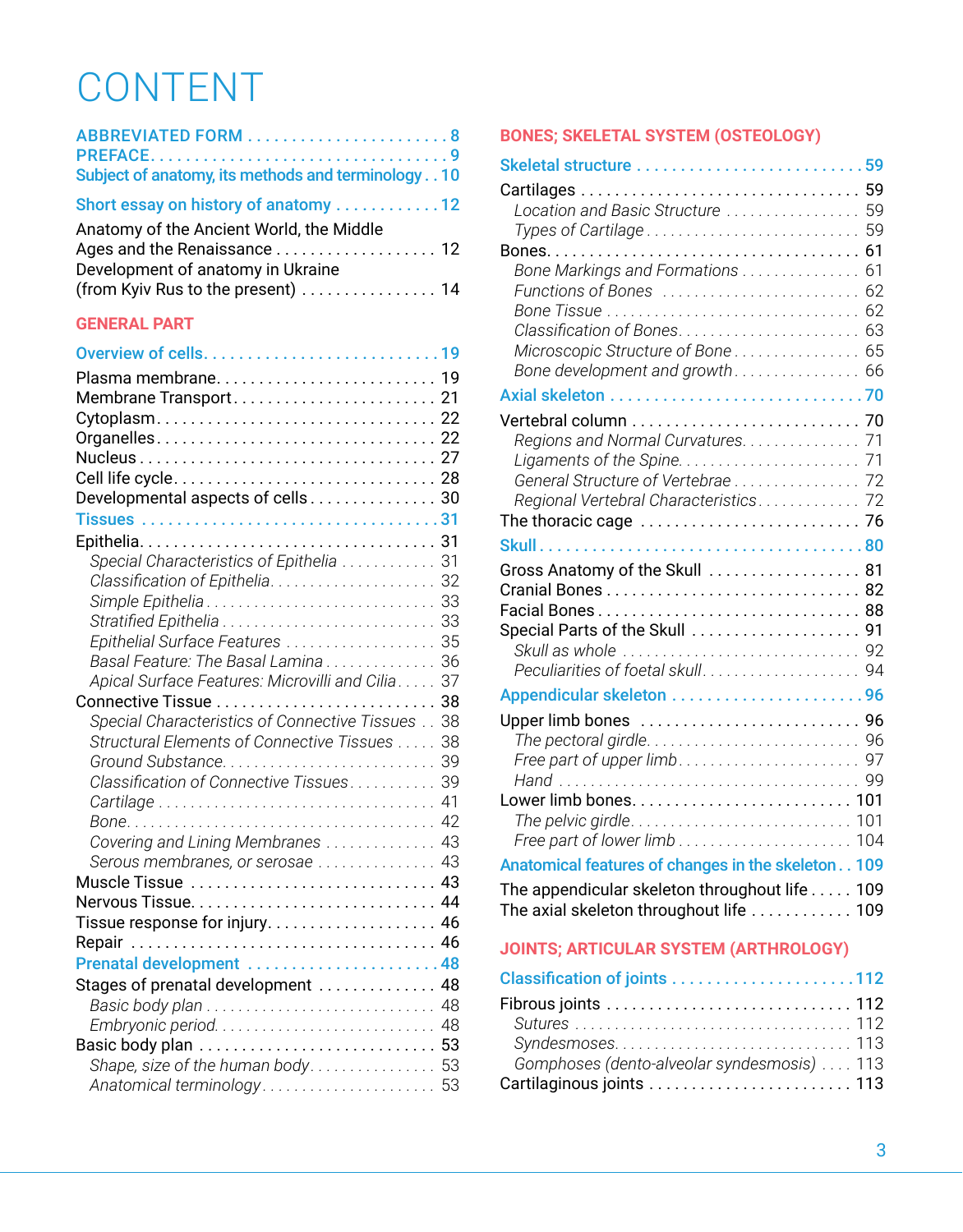# CONTENT

ABBREVIATED FORM . . . . . . . . . . . . . . . . . . . . . . . 8
PREFACE. . . . . . . . . . . . . . . . . . . . . . . . . . . . . . . . . 9
Subject of anatomy, its methods and terminology . . 10

Short essay on history of anatomy . . . . . . . . . . . . 12

Anatomy of the Ancient World, the Middle Ages and the Renaissance . . . . . . . . . . . . . . . . . . . 12
Development of anatomy in Ukraine (from Kyiv Rus to the present) . . . . . . . . . . . . . . . . 14

## GENERAL PART

Overview of cells. . . . . . . . . . . . . . . . . . . . . . . . . . 19

Plasma membrane. . . . . . . . . . . . . . . . . . . . . . . . . . 19
Membrane Transport . . . . . . . . . . . . . . . . . . . . . . . . 21
Cytoplasm . . . . . . . . . . . . . . . . . . . . . . . . . . . . . . . 22
Organelles . . . . . . . . . . . . . . . . . . . . . . . . . . . . . . . 22
Nucleus . . . . . . . . . . . . . . . . . . . . . . . . . . . . . . . . . 27
Cell life cycle. . . . . . . . . . . . . . . . . . . . . . . . . . . . . 28
Developmental aspects of cells . . . . . . . . . . . . . . . 30

Tissues . . . . . . . . . . . . . . . . . . . . . . . . . . . . . . . . . . 31

Epithelia. . . . . . . . . . . . . . . . . . . . . . . . . . . . . . . . . 31
*Special Characteristics of Epithelia . . . . . . . . . . . . 31*
*Classification of Epithelia. . . . . . . . . . . . . . . . . . . . 32*
*Simple Epithelia . . . . . . . . . . . . . . . . . . . . . . . . . . . 33*
*Stratified Epithelia . . . . . . . . . . . . . . . . . . . . . . . . . 33*
*Epithelial Surface Features . . . . . . . . . . . . . . . . . . 35*
*Basal Feature: The Basal Lamina . . . . . . . . . . . . . 36*
*Apical Surface Features: Microvilli and Cilia . . . . . 37*
Connective Tissue . . . . . . . . . . . . . . . . . . . . . . . . . 38
*Special Characteristics of Connective Tissues . . 38*
*Structural Elements of Connective Tissues . . . . . 38*
*Ground Substance. . . . . . . . . . . . . . . . . . . . . . . . . . 39*
*Classification of Connective Tissues . . . . . . . . . . . 39*
*Cartilage . . . . . . . . . . . . . . . . . . . . . . . . . . . . . . . . . 41*
*Bone. . . . . . . . . . . . . . . . . . . . . . . . . . . . . . . . . . . . 42*
*Covering and Lining Membranes . . . . . . . . . . . . . 43*
*Serous membranes, or serosae . . . . . . . . . . . . . . . 43*
Muscle Tissue . . . . . . . . . . . . . . . . . . . . . . . . . . . . 43
Nervous Tissue. . . . . . . . . . . . . . . . . . . . . . . . . . . . 44
Tissue response for injury. . . . . . . . . . . . . . . . . . . 46
Repair . . . . . . . . . . . . . . . . . . . . . . . . . . . . . . . . . . . 46

Prenatal development . . . . . . . . . . . . . . . . . . . . . . 48

Stages of prenatal development . . . . . . . . . . . . . . 48
*Basic body plan . . . . . . . . . . . . . . . . . . . . . . . . . . . 48*
*Embryonic period. . . . . . . . . . . . . . . . . . . . . . . . . . . 48*
Basic body plan . . . . . . . . . . . . . . . . . . . . . . . . . . . 53
*Shape, size of the human body. . . . . . . . . . . . . . . . 53*
*Anatomical terminology . . . . . . . . . . . . . . . . . . . . . 53*

## BONES; SKELETAL SYSTEM (OSTEOLOGY)

Skeletal structure . . . . . . . . . . . . . . . . . . . . . . . . . 59

Cartilages . . . . . . . . . . . . . . . . . . . . . . . . . . . . . . . . 59
*Location and Basic Structure . . . . . . . . . . . . . . . . . 59*
*Types of Cartilage . . . . . . . . . . . . . . . . . . . . . . . . . . 59*
Bones. . . . . . . . . . . . . . . . . . . . . . . . . . . . . . . . . . . . 61
*Bone Markings and Formations . . . . . . . . . . . . . . . 61*
*Functions of Bones . . . . . . . . . . . . . . . . . . . . . . . . . 62*
*Bone Tissue . . . . . . . . . . . . . . . . . . . . . . . . . . . . . . . 62*
*Classification of Bones. . . . . . . . . . . . . . . . . . . . . . . 63*
*Microscopic Structure of Bone . . . . . . . . . . . . . . . . 65*
*Bone development and growth. . . . . . . . . . . . . . . . 66*

Axial skeleton . . . . . . . . . . . . . . . . . . . . . . . . . . . . 70

Vertebral column . . . . . . . . . . . . . . . . . . . . . . . . . . 70
*Regions and Normal Curvatures. . . . . . . . . . . . . . . 71*
*Ligaments of the Spine. . . . . . . . . . . . . . . . . . . . . . . 71*
*General Structure of Vertebrae . . . . . . . . . . . . . . . . 72*
*Regional Vertebral Characteristics. . . . . . . . . . . . . 72*
The thoracic cage . . . . . . . . . . . . . . . . . . . . . . . . . 76

Skull . . . . . . . . . . . . . . . . . . . . . . . . . . . . . . . . . . . . 80

Gross Anatomy of the Skull . . . . . . . . . . . . . . . . . . 81
Cranial Bones . . . . . . . . . . . . . . . . . . . . . . . . . . . . . 82
Facial Bones . . . . . . . . . . . . . . . . . . . . . . . . . . . . . . 88
Special Parts of the Skull . . . . . . . . . . . . . . . . . . . . 91
*Skull as whole . . . . . . . . . . . . . . . . . . . . . . . . . . . . . 92*
*Peculiarities of foetal skull. . . . . . . . . . . . . . . . . . . . 94*

Appendicular skeleton . . . . . . . . . . . . . . . . . . . . . 96

Upper limb bones . . . . . . . . . . . . . . . . . . . . . . . . . 96
*The pectoral girdle. . . . . . . . . . . . . . . . . . . . . . . . . . 96*
*Free part of upper limb. . . . . . . . . . . . . . . . . . . . . . . 97*
*Hand . . . . . . . . . . . . . . . . . . . . . . . . . . . . . . . . . . . . 99*
Lower limb bones. . . . . . . . . . . . . . . . . . . . . . . . . . 101
*The pelvic girdle. . . . . . . . . . . . . . . . . . . . . . . . . . . 101*
*Free part of lower limb . . . . . . . . . . . . . . . . . . . . . . 104*

Anatomical features of changes in the skeleton . . 109

The appendicular skeleton throughout life . . . . . 109
The axial skeleton throughout life . . . . . . . . . . . . 109

## JOINTS; ARTICULAR SYSTEM (ARTHROLOGY)

Classification of joints . . . . . . . . . . . . . . . . . . . . . 112

Fibrous joints . . . . . . . . . . . . . . . . . . . . . . . . . . . . 112
*Sutures . . . . . . . . . . . . . . . . . . . . . . . . . . . . . . . . . . 112*
*Syndesmoses. . . . . . . . . . . . . . . . . . . . . . . . . . . . . . 113*
*Gomphoses (dento-alveolar syndesmosis) . . . . 113*
Cartilaginous joints . . . . . . . . . . . . . . . . . . . . . . . . 113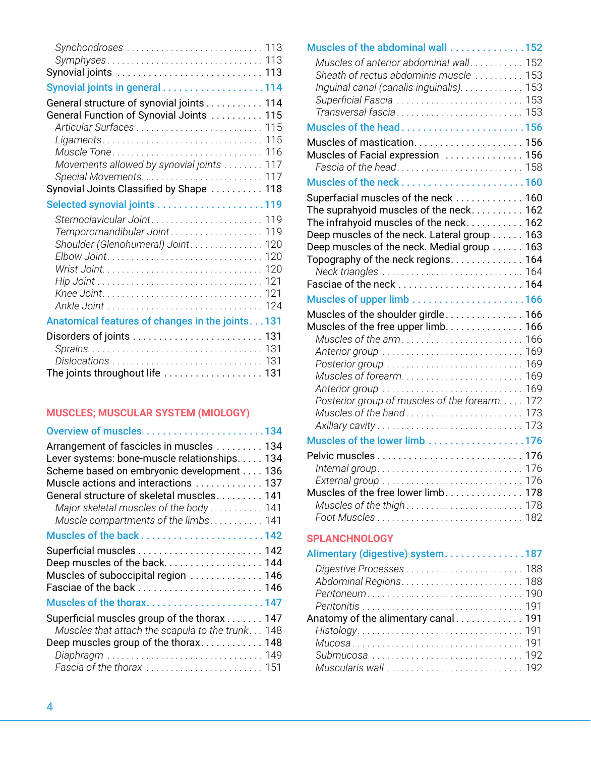*Synchondroses* . . . . . . . . . . . . . . . . . . . . . . . . . . . 113
*Symphyses* . . . . . . . . . . . . . . . . . . . . . . . . . . . . . . 113
Synovial joints . . . . . . . . . . . . . . . . . . . . . . . . . . . 113

**Synovial joints in general . . . . . . . . . . . . . . . . . . . 114**

General structure of synovial joints . . . . . . . . . . . 114
General Function of Synovial Joints . . . . . . . . . . 115
*Articular Surfaces* . . . . . . . . . . . . . . . . . . . . . . . . . 115
*Ligaments* . . . . . . . . . . . . . . . . . . . . . . . . . . . . . . . 115
*Muscle Tone* . . . . . . . . . . . . . . . . . . . . . . . . . . . . . 116
*Movements allowed by synovial joints* . . . . . . . . 117
*Special Movements* . . . . . . . . . . . . . . . . . . . . . . . . 117
Synovial Joints Classified by Shape . . . . . . . . . . 118

**Selected synovial joints . . . . . . . . . . . . . . . . . . . . 119**

*Sternoclavicular Joint* . . . . . . . . . . . . . . . . . . . . . . 119
*Temporomandibular Joint* . . . . . . . . . . . . . . . . . . 119
*Shoulder (Glenohumeral) Joint* . . . . . . . . . . . . . . 120
*Elbow Joint* . . . . . . . . . . . . . . . . . . . . . . . . . . . . . . 120
*Wrist Joint* . . . . . . . . . . . . . . . . . . . . . . . . . . . . . . . 120
*Hip Joint* . . . . . . . . . . . . . . . . . . . . . . . . . . . . . . . . 121
*Knee Joint* . . . . . . . . . . . . . . . . . . . . . . . . . . . . . . . 121
*Ankle Joint* . . . . . . . . . . . . . . . . . . . . . . . . . . . . . . 124

**Anatomical features of changes in the joints . . . 131**

Disorders of joints . . . . . . . . . . . . . . . . . . . . . . . . . 131
*Sprains* . . . . . . . . . . . . . . . . . . . . . . . . . . . . . . . . . . 131
*Dislocations* . . . . . . . . . . . . . . . . . . . . . . . . . . . . . . 131
The joints throughout life . . . . . . . . . . . . . . . . . . . 131

## MUSCLES; MUSCULAR SYSTEM (MIOLOGY)

**Overview of muscles . . . . . . . . . . . . . . . . . . . . . . 134**

Arrangement of fascicles in muscles . . . . . . . . . 134
Lever systems: bone-muscle relationships . . . . . 134
Scheme based on embryonic development . . . . 136
Muscle actions and interactions . . . . . . . . . . . . . 137
General structure of skeletal muscles . . . . . . . . . 141
*Major skeletal muscles of the body* . . . . . . . . . . . 141
*Muscle compartments of the limbs* . . . . . . . . . . . 141

**Muscles of the back . . . . . . . . . . . . . . . . . . . . . . . 142**

Superficial muscles . . . . . . . . . . . . . . . . . . . . . . . . 142
Deep muscles of the back . . . . . . . . . . . . . . . . . . . 144
Muscles of suboccipital region . . . . . . . . . . . . . . 146
Fasciae of the back . . . . . . . . . . . . . . . . . . . . . . . . 146

**Muscles of the thorax . . . . . . . . . . . . . . . . . . . . . . 147**

Superficial muscles group of the thorax . . . . . . . 147
*Muscles that attach the scapula to the trunk* . . . 148
Deep muscles group of the thorax . . . . . . . . . . . . 148
*Diaphragm* . . . . . . . . . . . . . . . . . . . . . . . . . . . . . . . 149
*Fascia of the thorax* . . . . . . . . . . . . . . . . . . . . . . . . 151

**Muscles of the abdominal wall . . . . . . . . . . . . . . 152**

*Muscles of anterior abdominal wall* . . . . . . . . . . . 152
*Sheath of rectus abdominis muscle* . . . . . . . . . . 153
*Inguinal canal (canalis inguinalis)* . . . . . . . . . . . . 153
*Superficial Fascia* . . . . . . . . . . . . . . . . . . . . . . . . . . 153
*Transversal fascia* . . . . . . . . . . . . . . . . . . . . . . . . . . 153

**Muscles of the head . . . . . . . . . . . . . . . . . . . . . . . 156**

Muscles of mastication . . . . . . . . . . . . . . . . . . . . . 156
Muscles of Facial expression . . . . . . . . . . . . . . . 156
*Fascia of the head* . . . . . . . . . . . . . . . . . . . . . . . . . 158

**Muscles of the neck . . . . . . . . . . . . . . . . . . . . . . . 160**

Superfacial muscles of the neck . . . . . . . . . . . . . 160
The suprahyoid muscles of the neck . . . . . . . . . . 162
The infrahyoid muscles of the neck . . . . . . . . . . . 162
Deep muscles of the neck. Lateral group . . . . . . 163
Deep muscles of the neck. Medial group . . . . . . 163
Topography of the neck regions . . . . . . . . . . . . . 164
*Neck triangles* . . . . . . . . . . . . . . . . . . . . . . . . . . . . 164
Fasciae of the neck . . . . . . . . . . . . . . . . . . . . . . . . 164

**Muscles of upper limb . . . . . . . . . . . . . . . . . . . . . 166**

Muscles of the shoulder girdle . . . . . . . . . . . . . . . 166
Muscles of the free upper limb . . . . . . . . . . . . . . 166
*Muscles of the arm* . . . . . . . . . . . . . . . . . . . . . . . . . 166
*Anterior group* . . . . . . . . . . . . . . . . . . . . . . . . . . . . 169
*Posterior group* . . . . . . . . . . . . . . . . . . . . . . . . . . . 169
*Muscles of forearm* . . . . . . . . . . . . . . . . . . . . . . . . . 169
*Anterior group* . . . . . . . . . . . . . . . . . . . . . . . . . . . . 169
*Posterior group of muscles of the forearm* . . . . . 172
*Muscles of the hand* . . . . . . . . . . . . . . . . . . . . . . . . 173
*Axillary cavity* . . . . . . . . . . . . . . . . . . . . . . . . . . . . 173

**Muscles of the lower limb . . . . . . . . . . . . . . . . . . 176**

Pelvic muscles . . . . . . . . . . . . . . . . . . . . . . . . . . . . 176
*Internal group* . . . . . . . . . . . . . . . . . . . . . . . . . . . . 176
*External group* . . . . . . . . . . . . . . . . . . . . . . . . . . . 176
Muscles of the free lower limb . . . . . . . . . . . . . . . 178
*Muscles of the thigh* . . . . . . . . . . . . . . . . . . . . . . . 178
*Foot Muscles* . . . . . . . . . . . . . . . . . . . . . . . . . . . . . 182

## SPLANCHNOLOGY

**Alimentary (digestive) system . . . . . . . . . . . . . . 187**

*Digestive Processes* . . . . . . . . . . . . . . . . . . . . . . . . 188
*Abdominal Regions* . . . . . . . . . . . . . . . . . . . . . . . . 188
*Peritoneum* . . . . . . . . . . . . . . . . . . . . . . . . . . . . . . . 190
*Peritonitis* . . . . . . . . . . . . . . . . . . . . . . . . . . . . . . . . 191
Anatomy of the alimentary canal . . . . . . . . . . . . 191
*Histology* . . . . . . . . . . . . . . . . . . . . . . . . . . . . . . . . 191
*Mucosa* . . . . . . . . . . . . . . . . . . . . . . . . . . . . . . . . . . 191
*Submucosa* . . . . . . . . . . . . . . . . . . . . . . . . . . . . . . . 192
*Muscularis wall* . . . . . . . . . . . . . . . . . . . . . . . . . . . 192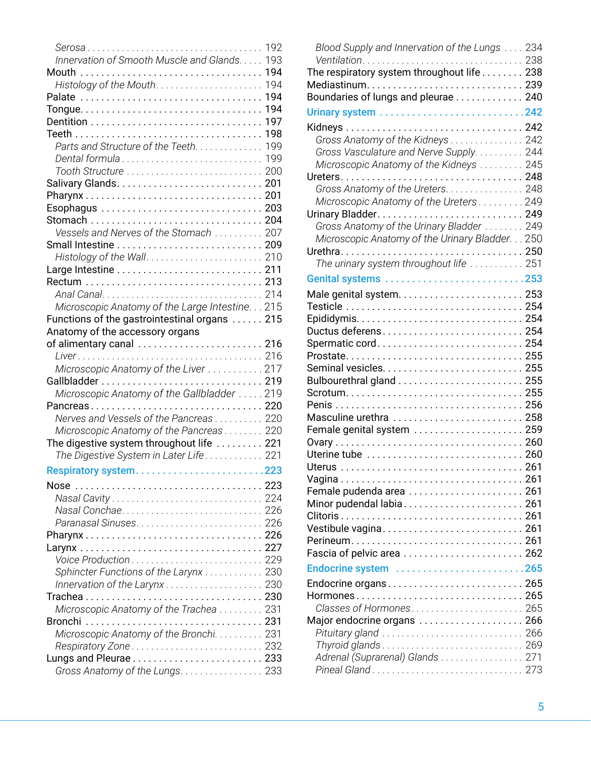*Serosa* . . . . . . . . . . . . . . . . . . . . . . . . . . . . . . . . . . . . 192
*Innervation of Smooth Muscle and Glands* . . . . . 193
Mouth . . . . . . . . . . . . . . . . . . . . . . . . . . . . . . . . . . 194
*Histology of the Mouth* . . . . . . . . . . . . . . . . . . . . . . 194
Palate . . . . . . . . . . . . . . . . . . . . . . . . . . . . . . . . . . 194
Tongue . . . . . . . . . . . . . . . . . . . . . . . . . . . . . . . . . 194
Dentition . . . . . . . . . . . . . . . . . . . . . . . . . . . . . . . . 197
Teeth . . . . . . . . . . . . . . . . . . . . . . . . . . . . . . . . . . 198
*Parts and Structure of the Teeth* . . . . . . . . . . . . . . 199
*Dental formula* . . . . . . . . . . . . . . . . . . . . . . . . . . . 199
*Tooth Structure* . . . . . . . . . . . . . . . . . . . . . . . . . . 200
Salivary Glands . . . . . . . . . . . . . . . . . . . . . . . . . . . 201
Pharynx . . . . . . . . . . . . . . . . . . . . . . . . . . . . . . . . 201
Esophagus . . . . . . . . . . . . . . . . . . . . . . . . . . . . . . 203
Stomach . . . . . . . . . . . . . . . . . . . . . . . . . . . . . . . . 204
*Vessels and Nerves of the Stomach* . . . . . . . . . . 207
Small Intestine . . . . . . . . . . . . . . . . . . . . . . . . . . . 209
*Histology of the Wall* . . . . . . . . . . . . . . . . . . . . . . 210
Large Intestine . . . . . . . . . . . . . . . . . . . . . . . . . . . 211
Rectum . . . . . . . . . . . . . . . . . . . . . . . . . . . . . . . . . 213
*Anal Canal* . . . . . . . . . . . . . . . . . . . . . . . . . . . . . . 214
*Microscopic Anatomy of the Large Intestine* . . . 215
Functions of the gastrointestinal organs . . . . . . 215
Anatomy of the accessory organs of alimentary canal . . . . . . . . . . . . . . . . . . . . . . . . 216
*Liver* . . . . . . . . . . . . . . . . . . . . . . . . . . . . . . . . . . 216
*Microscopic Anatomy of the Liver* . . . . . . . . . . . 217
Gallbladder . . . . . . . . . . . . . . . . . . . . . . . . . . . . . . 219
*Microscopic Anatomy of the Gallbladder* . . . . . 219
Pancreas . . . . . . . . . . . . . . . . . . . . . . . . . . . . . . . . 220
*Nerves and Vessels of the Pancreas* . . . . . . . . . . 220
*Microscopic Anatomy of the Pancreas* . . . . . . . . 220
The digestive system throughout life . . . . . . . . . 221
*The Digestive System in Later Life* . . . . . . . . . . . 221

## Respiratory system . . . . . . . . . . . . . . . . . . . . . . . 223

Nose . . . . . . . . . . . . . . . . . . . . . . . . . . . . . . . . . . . 223
*Nasal Cavity* . . . . . . . . . . . . . . . . . . . . . . . . . . . . 224
*Nasal Conchae* . . . . . . . . . . . . . . . . . . . . . . . . . . . 226
*Paranasal Sinuses* . . . . . . . . . . . . . . . . . . . . . . . . 226
Pharynx . . . . . . . . . . . . . . . . . . . . . . . . . . . . . . . . 226
Larynx . . . . . . . . . . . . . . . . . . . . . . . . . . . . . . . . . 227
*Voice Production* . . . . . . . . . . . . . . . . . . . . . . . . . 229
*Sphincter Functions of the Larynx* . . . . . . . . . . . 230
*Innervation of the Larynx* . . . . . . . . . . . . . . . . . . 230
Trachea . . . . . . . . . . . . . . . . . . . . . . . . . . . . . . . . 230
*Microscopic Anatomy of the Trachea* . . . . . . . . . 231
Bronchi . . . . . . . . . . . . . . . . . . . . . . . . . . . . . . . . 231
*Microscopic Anatomy of the Bronchi* . . . . . . . . . 231
*Respiratory Zone* . . . . . . . . . . . . . . . . . . . . . . . . . 232
Lungs and Pleurae . . . . . . . . . . . . . . . . . . . . . . . . 233
*Gross Anatomy of the Lungs* . . . . . . . . . . . . . . . . 233
*Blood Supply and Innervation of the Lungs* . . . . 234
*Ventilation* . . . . . . . . . . . . . . . . . . . . . . . . . . . . . . 238
The respiratory system throughout life . . . . . . . . 238
Mediastinum . . . . . . . . . . . . . . . . . . . . . . . . . . . . . 239
Boundaries of lungs and pleurae . . . . . . . . . . . . . 240

## Urinary system . . . . . . . . . . . . . . . . . . . . . . . . . . 242

Kidneys . . . . . . . . . . . . . . . . . . . . . . . . . . . . . . . . . 242
*Gross Anatomy of the Kidneys* . . . . . . . . . . . . . . 242
*Gross Vasculature and Nerve Supply* . . . . . . . . . 244
*Microscopic Anatomy of the Kidneys* . . . . . . . . . 245
Ureters . . . . . . . . . . . . . . . . . . . . . . . . . . . . . . . . . 248
*Gross Anatomy of the Ureters* . . . . . . . . . . . . . . . 248
*Microscopic Anatomy of the Ureters* . . . . . . . . . 249
Urinary Bladder . . . . . . . . . . . . . . . . . . . . . . . . . . 249
*Gross Anatomy of the Urinary Bladder* . . . . . . . . 249
*Microscopic Anatomy of the Urinary Bladder* . . . 250
Urethra . . . . . . . . . . . . . . . . . . . . . . . . . . . . . . . . . 250
*The urinary system throughout life* . . . . . . . . . . 251

## Genital systems . . . . . . . . . . . . . . . . . . . . . . . . . 253

Male genital system . . . . . . . . . . . . . . . . . . . . . . . 253
Testicle . . . . . . . . . . . . . . . . . . . . . . . . . . . . . . . . . 254
Epididymis . . . . . . . . . . . . . . . . . . . . . . . . . . . . . . 254
Ductus deferens . . . . . . . . . . . . . . . . . . . . . . . . . . 254
Spermatic cord . . . . . . . . . . . . . . . . . . . . . . . . . . . 254
Prostate . . . . . . . . . . . . . . . . . . . . . . . . . . . . . . . . 255
Seminal vesicles . . . . . . . . . . . . . . . . . . . . . . . . . . 255
Bulbourethral gland . . . . . . . . . . . . . . . . . . . . . . . 255
Scrotum . . . . . . . . . . . . . . . . . . . . . . . . . . . . . . . . 255
Penis . . . . . . . . . . . . . . . . . . . . . . . . . . . . . . . . . . 256
Masculine urethra . . . . . . . . . . . . . . . . . . . . . . . . 258
Female genital system . . . . . . . . . . . . . . . . . . . . . 259
Ovary . . . . . . . . . . . . . . . . . . . . . . . . . . . . . . . . . . 260
Uterine tube . . . . . . . . . . . . . . . . . . . . . . . . . . . . . 260
Uterus . . . . . . . . . . . . . . . . . . . . . . . . . . . . . . . . . 261
Vagina . . . . . . . . . . . . . . . . . . . . . . . . . . . . . . . . . 261
Female pudenda area . . . . . . . . . . . . . . . . . . . . . 261
Minor pudendal labia . . . . . . . . . . . . . . . . . . . . . 261
Clitoris . . . . . . . . . . . . . . . . . . . . . . . . . . . . . . . . . 261
Vestibule vagina . . . . . . . . . . . . . . . . . . . . . . . . . . 261
Perineum . . . . . . . . . . . . . . . . . . . . . . . . . . . . . . . 261
Fascia of pelvic area . . . . . . . . . . . . . . . . . . . . . . 262

## Endocrine system . . . . . . . . . . . . . . . . . . . . . . . . 265

Endocrine organs . . . . . . . . . . . . . . . . . . . . . . . . . 265
Hormones . . . . . . . . . . . . . . . . . . . . . . . . . . . . . . 265
*Classes of Hormones* . . . . . . . . . . . . . . . . . . . . . . 265
Major endocrine organs . . . . . . . . . . . . . . . . . . . . 266
*Pituitary gland* . . . . . . . . . . . . . . . . . . . . . . . . . . . 266
*Thyroid glands* . . . . . . . . . . . . . . . . . . . . . . . . . . . 269
*Adrenal (Suprarenal) Glands* . . . . . . . . . . . . . . . . 271
*Pineal Gland* . . . . . . . . . . . . . . . . . . . . . . . . . . . . 273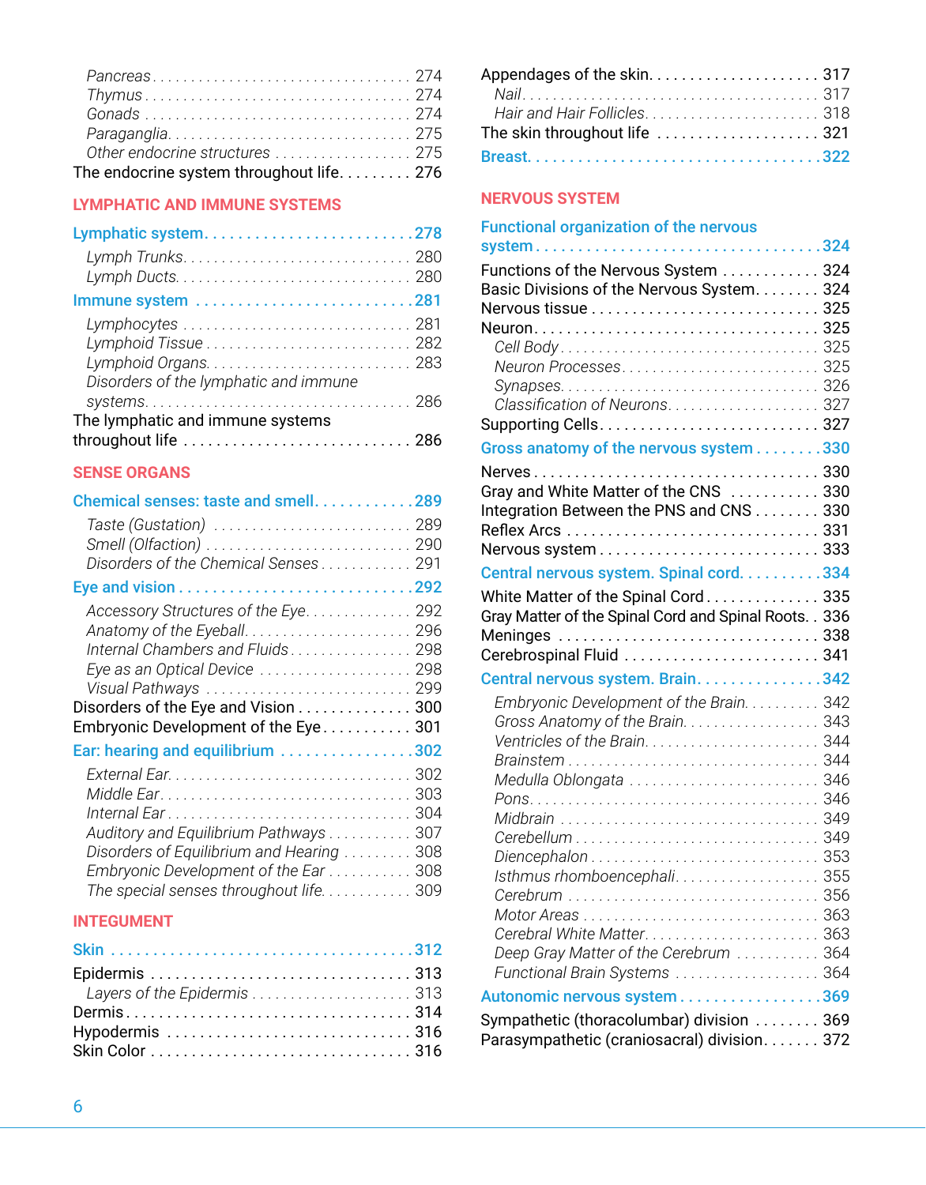*Pancreas* . . . . . . . . . . . . . . . . . . . . . . . . . . . . . . . . . 274
*Thymus* . . . . . . . . . . . . . . . . . . . . . . . . . . . . . . . . . 274
*Gonads* . . . . . . . . . . . . . . . . . . . . . . . . . . . . . . . . . 274
*Paraganglia* . . . . . . . . . . . . . . . . . . . . . . . . . . . . . . 275
*Other endocrine structures* . . . . . . . . . . . . . . . . . . 275
The endocrine system throughout life. . . . . . . . . 276

## LYMPHATIC AND IMMUNE SYSTEMS

**Lymphatic system** . . . . . . . . . . . . . . . . . . . . . . . . **278**
*Lymph Trunks* . . . . . . . . . . . . . . . . . . . . . . . . . . . . 280
*Lymph Ducts* . . . . . . . . . . . . . . . . . . . . . . . . . . . . . 280

**Immune system** . . . . . . . . . . . . . . . . . . . . . . . . . **281**
*Lymphocytes* . . . . . . . . . . . . . . . . . . . . . . . . . . . . . 281
*Lymphoid Tissue* . . . . . . . . . . . . . . . . . . . . . . . . . . 282
*Lymphoid Organs* . . . . . . . . . . . . . . . . . . . . . . . . . . 283
*Disorders of the lymphatic and immune systems* . . . . . . . . . . . . . . . . . . . . . . . . . . . . . . . . . 286
The lymphatic and immune systems throughout life . . . . . . . . . . . . . . . . . . . . . . . . . . . 286

## SENSE ORGANS

**Chemical senses: taste and smell** . . . . . . . . . . . . **289**
*Taste (Gustation)* . . . . . . . . . . . . . . . . . . . . . . . . . 289
*Smell (Olfaction)* . . . . . . . . . . . . . . . . . . . . . . . . . 290
*Disorders of the Chemical Senses* . . . . . . . . . . . . 291

**Eye and vision** . . . . . . . . . . . . . . . . . . . . . . . . . . . **292**
*Accessory Structures of the Eye* . . . . . . . . . . . . . 292
*Anatomy of the Eyeball* . . . . . . . . . . . . . . . . . . . . . 296
*Internal Chambers and Fluids* . . . . . . . . . . . . . . . . 298
*Eye as an Optical Device* . . . . . . . . . . . . . . . . . . . 298
*Visual Pathways* . . . . . . . . . . . . . . . . . . . . . . . . . . 299
Disorders of the Eye and Vision . . . . . . . . . . . . . . 300
Embryonic Development of the Eye . . . . . . . . . . . 301

**Ear: hearing and equilibrium** . . . . . . . . . . . . . . . . **302**
*External Ear* . . . . . . . . . . . . . . . . . . . . . . . . . . . . . . 302
*Middle Ear* . . . . . . . . . . . . . . . . . . . . . . . . . . . . . . . 303
*Internal Ear* . . . . . . . . . . . . . . . . . . . . . . . . . . . . . . 304
*Auditory and Equilibrium Pathways* . . . . . . . . . . . 307
*Disorders of Equilibrium and Hearing* . . . . . . . . . 308
*Embryonic Development of the Ear* . . . . . . . . . . . 308
*The special senses throughout life* . . . . . . . . . . . 309

## INTEGUMENT

**Skin** . . . . . . . . . . . . . . . . . . . . . . . . . . . . . . . . . . . **312**
Epidermis . . . . . . . . . . . . . . . . . . . . . . . . . . . . . . . 313
*Layers of the Epidermis* . . . . . . . . . . . . . . . . . . . . 313
Dermis . . . . . . . . . . . . . . . . . . . . . . . . . . . . . . . . . . 314
Hypodermis . . . . . . . . . . . . . . . . . . . . . . . . . . . . . . 316
Skin Color . . . . . . . . . . . . . . . . . . . . . . . . . . . . . . . 316
Appendages of the skin. . . . . . . . . . . . . . . . . . . . . 317
*Nail* . . . . . . . . . . . . . . . . . . . . . . . . . . . . . . . . . . . . 317
*Hair and Hair Follicles* . . . . . . . . . . . . . . . . . . . . . . 318
The skin throughout life . . . . . . . . . . . . . . . . . . . . 321

**Breast** . . . . . . . . . . . . . . . . . . . . . . . . . . . . . . . . . **322**

## NERVOUS SYSTEM

**Functional organization of the nervous system** . . . . . . . . . . . . . . . . . . . . . . . . . . . . . . . . . **324**
Functions of the Nervous System . . . . . . . . . . . . 324
Basic Divisions of the Nervous System. . . . . . . . 324
Nervous tissue . . . . . . . . . . . . . . . . . . . . . . . . . . . 325
Neuron . . . . . . . . . . . . . . . . . . . . . . . . . . . . . . . . . . 325
*Cell Body* . . . . . . . . . . . . . . . . . . . . . . . . . . . . . . . 325
*Neuron Processes* . . . . . . . . . . . . . . . . . . . . . . . . . 325
*Synapses* . . . . . . . . . . . . . . . . . . . . . . . . . . . . . . . . 326
*Classification of Neurons* . . . . . . . . . . . . . . . . . . . 327
Supporting Cells . . . . . . . . . . . . . . . . . . . . . . . . . . 327

**Gross anatomy of the nervous system** . . . . . . . . **330**
Nerves . . . . . . . . . . . . . . . . . . . . . . . . . . . . . . . . . . 330
Gray and White Matter of the CNS . . . . . . . . . . . 330
Integration Between the PNS and CNS . . . . . . . . 330
Reflex Arcs . . . . . . . . . . . . . . . . . . . . . . . . . . . . . . 331
Nervous system . . . . . . . . . . . . . . . . . . . . . . . . . . . 333

**Central nervous system. Spinal cord.** . . . . . . . . . **334**
White Matter of the Spinal Cord . . . . . . . . . . . . . 335
Gray Matter of the Spinal Cord and Spinal Roots. . 336
Meninges . . . . . . . . . . . . . . . . . . . . . . . . . . . . . . . 338
Cerebrospinal Fluid . . . . . . . . . . . . . . . . . . . . . . . 341

**Central nervous system. Brain.** . . . . . . . . . . . . . . **342**
*Embryonic Development of the Brain* . . . . . . . . . . 342
*Gross Anatomy of the Brain* . . . . . . . . . . . . . . . . . 343
*Ventricles of the Brain* . . . . . . . . . . . . . . . . . . . . . . 344
*Brainstem* . . . . . . . . . . . . . . . . . . . . . . . . . . . . . . . 344
*Medulla Oblongata* . . . . . . . . . . . . . . . . . . . . . . . . 346
*Pons* . . . . . . . . . . . . . . . . . . . . . . . . . . . . . . . . . . . 346
*Midbrain* . . . . . . . . . . . . . . . . . . . . . . . . . . . . . . . . 349
*Cerebellum* . . . . . . . . . . . . . . . . . . . . . . . . . . . . . . 349
*Diencephalon* . . . . . . . . . . . . . . . . . . . . . . . . . . . . 353
*Isthmus rhomboencephali* . . . . . . . . . . . . . . . . . . 355
*Cerebrum* . . . . . . . . . . . . . . . . . . . . . . . . . . . . . . . 356
*Motor Areas* . . . . . . . . . . . . . . . . . . . . . . . . . . . . . 363
*Cerebral White Matter* . . . . . . . . . . . . . . . . . . . . . 363
*Deep Gray Matter of the Cerebrum* . . . . . . . . . . . 364
*Functional Brain Systems* . . . . . . . . . . . . . . . . . . 364

**Autonomic nervous system** . . . . . . . . . . . . . . . . . **369**
Sympathetic (thoracolumbar) division . . . . . . . . 369
Parasympathetic (craniosacral) division. . . . . . . 372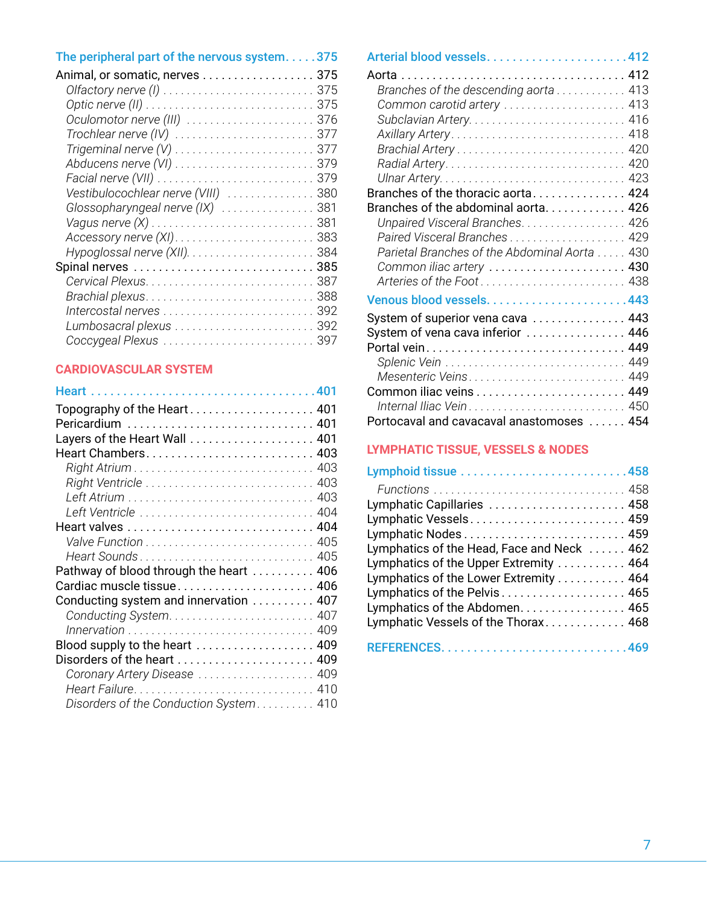**The peripheral part of the nervous system . . . . 375**

Animal, or somatic, nerves . . . . . . . . . . . . . . . . . . 375
- *Olfactory nerve (I) . . . . . . . . . . . . . . . . . . . . . . . . . . 375*
- *Optic nerve (II) . . . . . . . . . . . . . . . . . . . . . . . . . . . . . 375*
- *Oculomotor nerve (III) . . . . . . . . . . . . . . . . . . . . . . 376*
- *Trochlear nerve (IV) . . . . . . . . . . . . . . . . . . . . . . . 377*
- *Trigeminal nerve (V) . . . . . . . . . . . . . . . . . . . . . . . 377*
- *Abducens nerve (VI) . . . . . . . . . . . . . . . . . . . . . . . . 379*
- *Facial nerve (VII) . . . . . . . . . . . . . . . . . . . . . . . . . . . 379*
- *Vestibulocochlear nerve (VIII) . . . . . . . . . . . . . . . 380*
- *Glossopharyngeal nerve (IX) . . . . . . . . . . . . . . . . 381*
- *Vagus nerve (X) . . . . . . . . . . . . . . . . . . . . . . . . . . . . 381*
- *Accessory nerve (XI) . . . . . . . . . . . . . . . . . . . . . . . . 383*
- *Hypoglossal nerve (XII) . . . . . . . . . . . . . . . . . . . . . . 384*

Spinal nerves . . . . . . . . . . . . . . . . . . . . . . . . . . . . . 385
- *Cervical Plexus . . . . . . . . . . . . . . . . . . . . . . . . . . . . . 387*
- *Brachial plexus . . . . . . . . . . . . . . . . . . . . . . . . . . . . . 388*
- *Intercostal nerves . . . . . . . . . . . . . . . . . . . . . . . . . . 392*
- *Lumbosacral plexus . . . . . . . . . . . . . . . . . . . . . . . . 392*
- *Coccygeal Plexus . . . . . . . . . . . . . . . . . . . . . . . . . . 397*

## CARDIOVASCULAR SYSTEM

**Heart . . . . . . . . . . . . . . . . . . . . . . . . . . . . . . . . . . . 401**

Topography of the Heart . . . . . . . . . . . . . . . . . . . . 401
Pericardium . . . . . . . . . . . . . . . . . . . . . . . . . . . . . . 401
Layers of the Heart Wall . . . . . . . . . . . . . . . . . . . . 401
Heart Chambers . . . . . . . . . . . . . . . . . . . . . . . . . . . 403
- *Right Atrium . . . . . . . . . . . . . . . . . . . . . . . . . . . . . . . 403*
- *Right Ventricle . . . . . . . . . . . . . . . . . . . . . . . . . . . . . 403*
- *Left Atrium . . . . . . . . . . . . . . . . . . . . . . . . . . . . . . . . 403*
- *Left Ventricle . . . . . . . . . . . . . . . . . . . . . . . . . . . . . 404*

Heart valves . . . . . . . . . . . . . . . . . . . . . . . . . . . . . . 404
- *Valve Function . . . . . . . . . . . . . . . . . . . . . . . . . . . . . 405*
- *Heart Sounds . . . . . . . . . . . . . . . . . . . . . . . . . . . . . . 405*

Pathway of blood through the heart . . . . . . . . . . 406
Cardiac muscle tissue . . . . . . . . . . . . . . . . . . . . . . 406
Conducting system and innervation . . . . . . . . . . 407
- *Conducting System . . . . . . . . . . . . . . . . . . . . . . . . . 407*
- *Innervation . . . . . . . . . . . . . . . . . . . . . . . . . . . . . . . . 409*

Blood supply to the heart . . . . . . . . . . . . . . . . . . . 409
Disorders of the heart . . . . . . . . . . . . . . . . . . . . . . 409
- *Coronary Artery Disease . . . . . . . . . . . . . . . . . . . . 409*
- *Heart Failure . . . . . . . . . . . . . . . . . . . . . . . . . . . . . . . 410*
- *Disorders of the Conduction System . . . . . . . . . . 410*

**Arterial blood vessels . . . . . . . . . . . . . . . . . . . . . 412**

Aorta . . . . . . . . . . . . . . . . . . . . . . . . . . . . . . . . . . . . 412
- *Branches of the descending aorta . . . . . . . . . . . . 413*
- *Common carotid artery . . . . . . . . . . . . . . . . . . . . . 413*
- *Subclavian Artery . . . . . . . . . . . . . . . . . . . . . . . . . . . 416*
- *Axillary Artery . . . . . . . . . . . . . . . . . . . . . . . . . . . . . . 418*
- *Brachial Artery . . . . . . . . . . . . . . . . . . . . . . . . . . . . . 420*
- *Radial Artery . . . . . . . . . . . . . . . . . . . . . . . . . . . . . . . 420*
- *Ulnar Artery . . . . . . . . . . . . . . . . . . . . . . . . . . . . . . . . 423*

Branches of the thoracic aorta . . . . . . . . . . . . . . . 424
Branches of the abdominal aorta . . . . . . . . . . . . . 426
- *Unpaired Visceral Branches . . . . . . . . . . . . . . . . . . 426*
- *Paired Visceral Branches . . . . . . . . . . . . . . . . . . . . 429*
- *Parietal Branches of the Abdominal Aorta . . . . . 430*
- *Common iliac artery . . . . . . . . . . . . . . . . . . . . . . . 430*
- *Arteries of the Foot . . . . . . . . . . . . . . . . . . . . . . . . . 438*

**Venous blood vessels . . . . . . . . . . . . . . . . . . . . . . 443**

System of superior vena cava . . . . . . . . . . . . . . . 443
System of vena cava inferior . . . . . . . . . . . . . . . . 446
Portal vein . . . . . . . . . . . . . . . . . . . . . . . . . . . . . . . . 449
- *Splenic Vein . . . . . . . . . . . . . . . . . . . . . . . . . . . . . . . 449*
- *Mesenteric Veins . . . . . . . . . . . . . . . . . . . . . . . . . . . 449*

Common iliac veins . . . . . . . . . . . . . . . . . . . . . . . . 449
- *Internal Iliac Vein . . . . . . . . . . . . . . . . . . . . . . . . . . . 450*

Portocaval and cavacaval anastomoses . . . . . . 454

## LYMPHATIC TISSUE, VESSELS & NODES

**Lymphoid tissue . . . . . . . . . . . . . . . . . . . . . . . . . . 458**

- *Functions . . . . . . . . . . . . . . . . . . . . . . . . . . . . . . . . . 458*

Lymphatic Capillaries . . . . . . . . . . . . . . . . . . . . . . 458
Lymphatic Vessels . . . . . . . . . . . . . . . . . . . . . . . . . 459
Lymphatic Nodes . . . . . . . . . . . . . . . . . . . . . . . . . . 459
Lymphatics of the Head, Face and Neck . . . . . . 462
Lymphatics of the Upper Extremity . . . . . . . . . . . 464
Lymphatics of the Lower Extremity . . . . . . . . . . . 464
Lymphatics of the Pelvis . . . . . . . . . . . . . . . . . . . . 465
Lymphatics of the Abdomen . . . . . . . . . . . . . . . . . 465
Lymphatic Vessels of the Thorax . . . . . . . . . . . . . 468

**REFERENCES . . . . . . . . . . . . . . . . . . . . . . . . . . . . 469**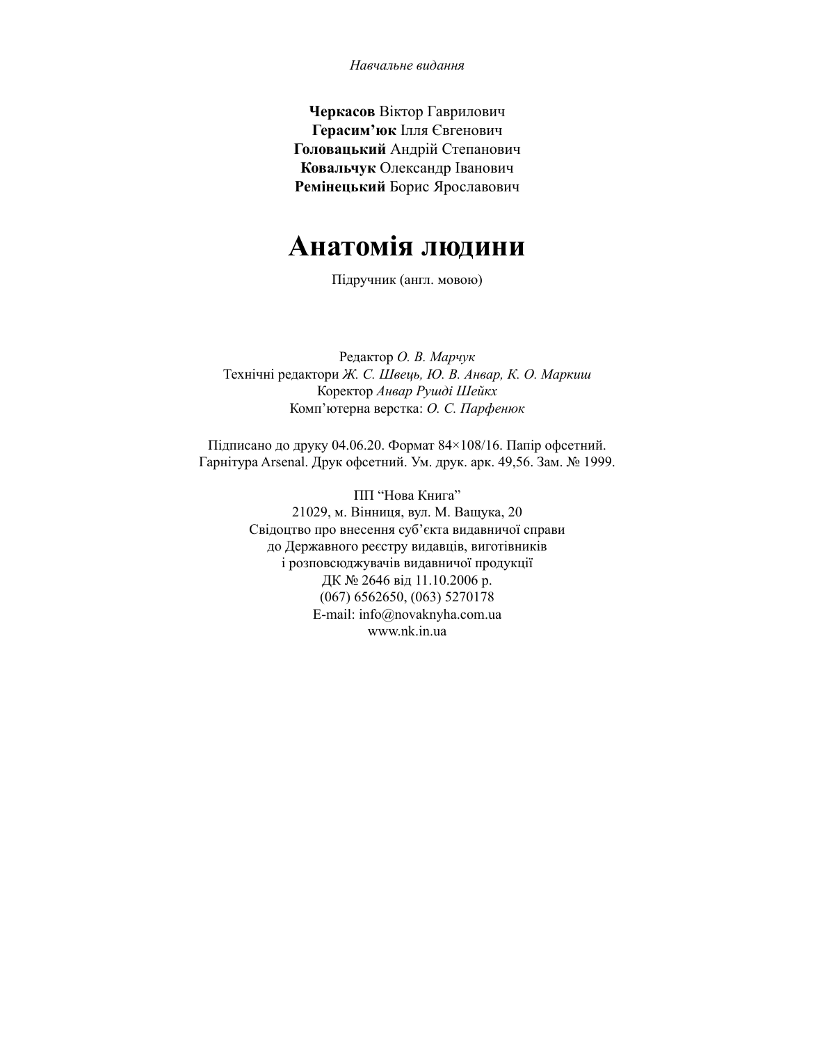*Навчальне видання*

**Черкасов** Віктор Гаврилович
**Герасим'юк** Ілля Євгенович
**Головацький** Андрій Степанович
**Ковальчук** Олександр Іванович
**Ремінецький** Борис Ярославович

# Анатомія людини

Підручник (англ. мовою)

Редактор *О. В. Марчук*
Технічні редактори *Ж. С. Швець, Ю. В. Анвар, К. О. Маркиш*
Коректор *Анвар Рушді Шейкх*
Комп'ютерна верстка: *О. С. Парфенюк*

Підписано до друку 04.06.20. Формат 84×108/16. Папір офсетний.
Гарнітура Arsenal. Друк офсетний. Ум. друк. арк. 49,56. Зам. № 1999.

ПП "Нова Книга"
21029, м. Вінниця, вул. М. Ващука, 20
Свідоцтво про внесення суб'єкта видавничої справи
до Державного реєстру видавців, виготівників
і розповсюджувачів видавничої продукції
ДК № 2646 від 11.10.2006 р.
(067) 6562650, (063) 5270178
E-mail: info@novaknyha.com.ua
www.nk.in.ua